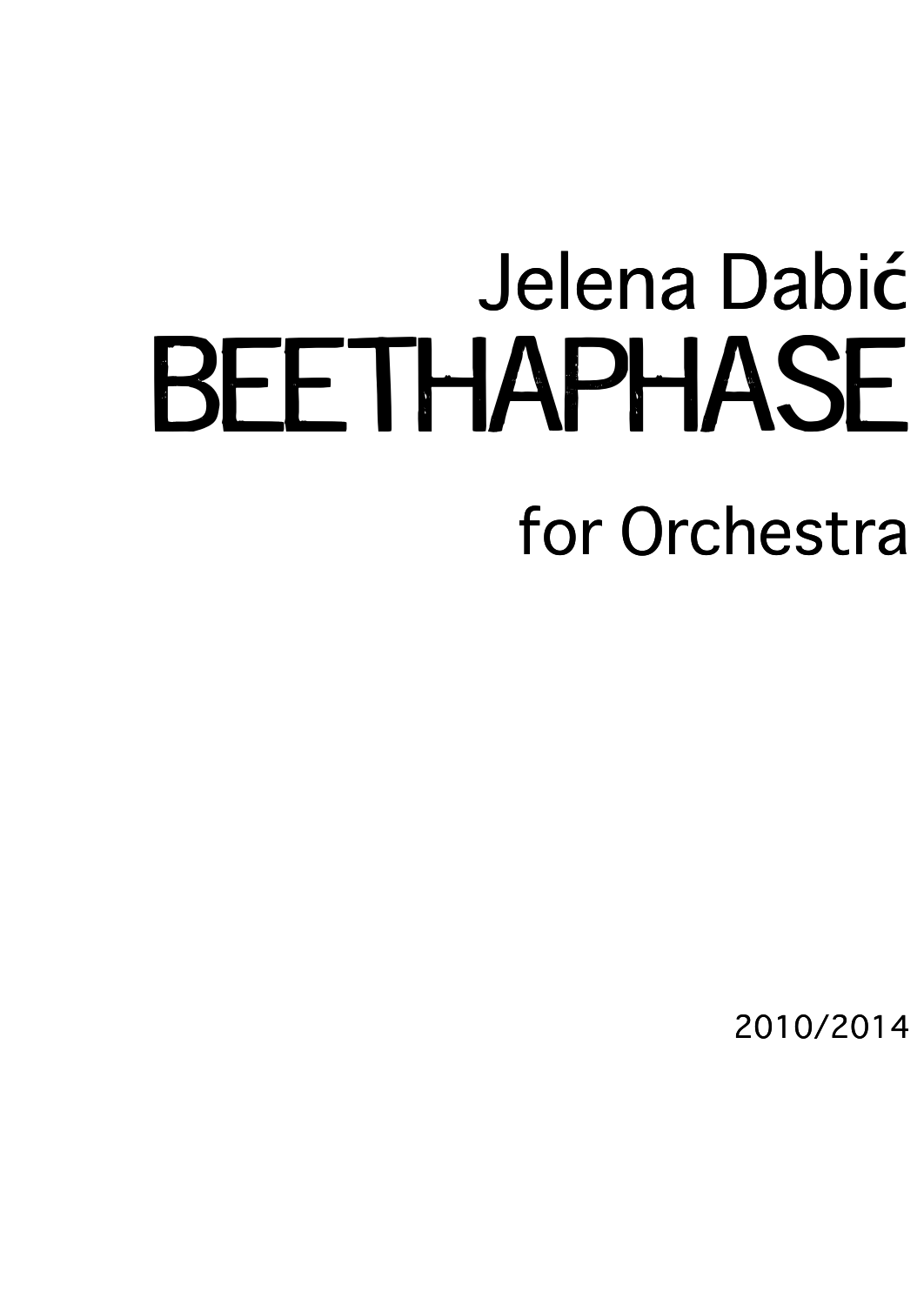Jelena Dabić

# BEETHAPHASE

for Orchestra

2010/2014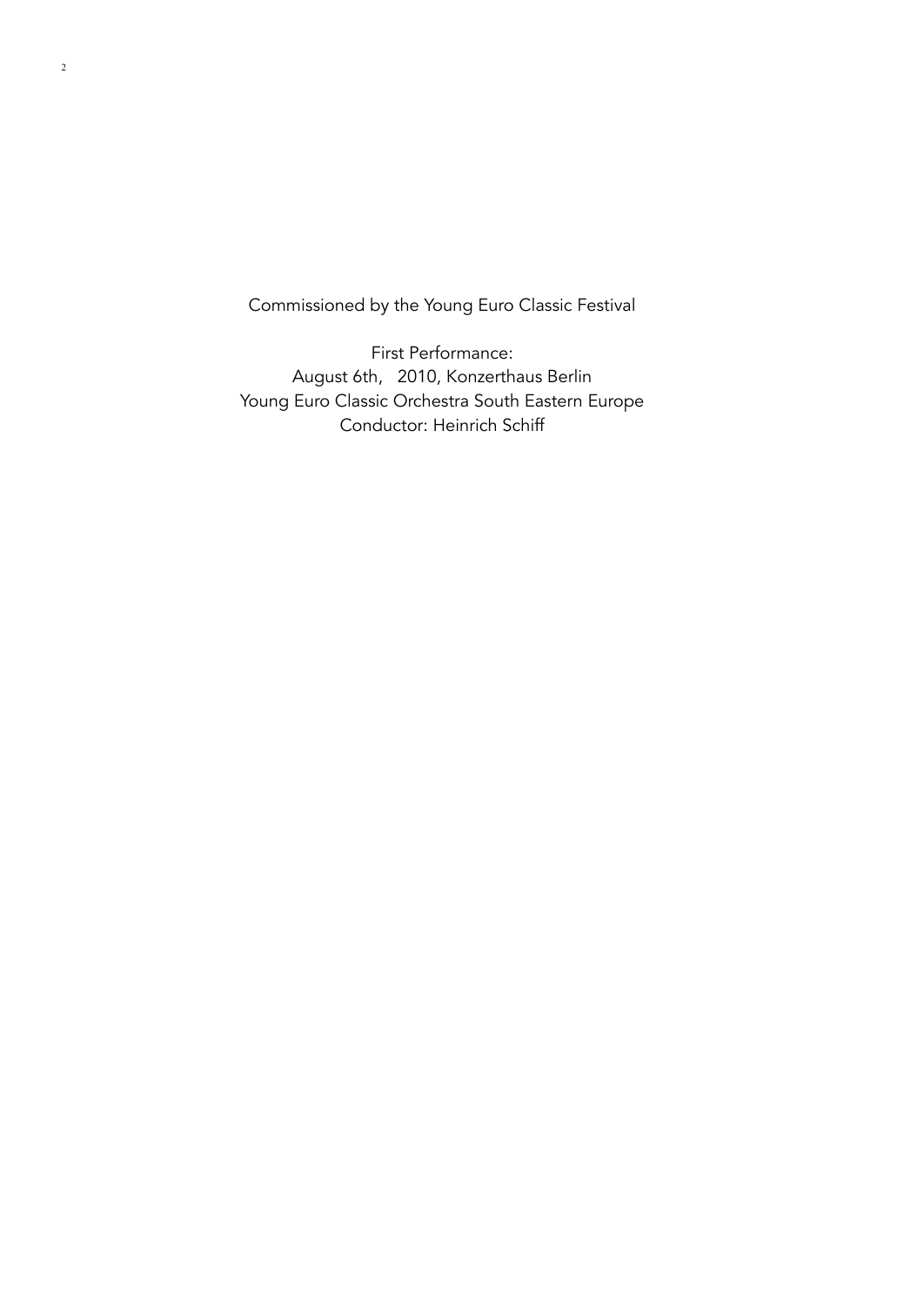Commissioned by the Young Euro Classic Festival

First Performance:
August 6th, 2010, Konzerthaus Berlin
Young Euro Classic Orchestra South Eastern Europe
Conductor: Heinrich Schiff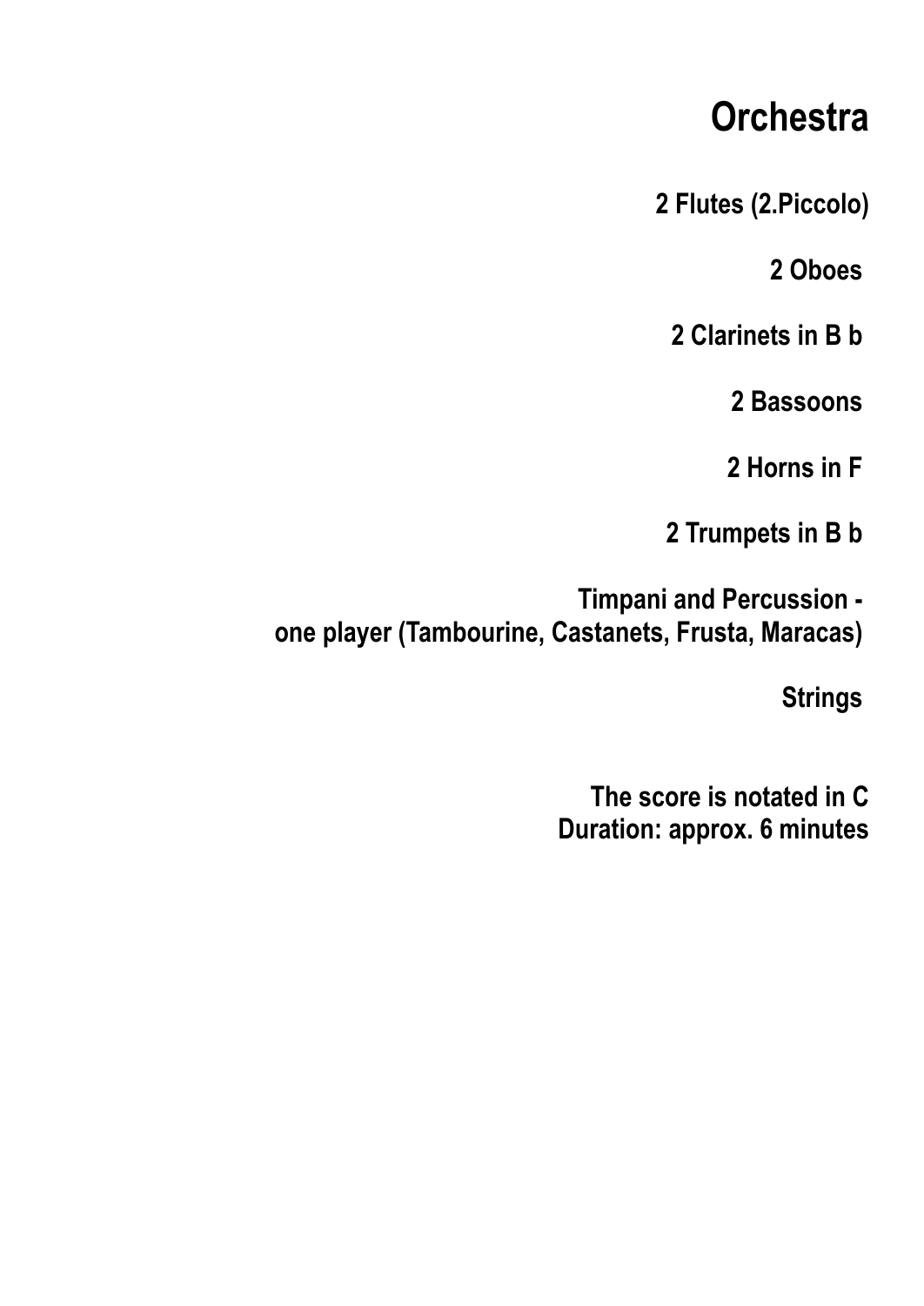# Orchestra

**2 Flutes (2.Piccolo)**

**2 Oboes**

**2 Clarinets in B b**

**2 Bassoons**

**2 Horns in F**

**2 Trumpets in B b**

**Timpani and Percussion -**
**one player (Tambourine, Castanets, Frusta, Maracas)**

**Strings**

**The score is notated in C**
**Duration: approx. 6 minutes**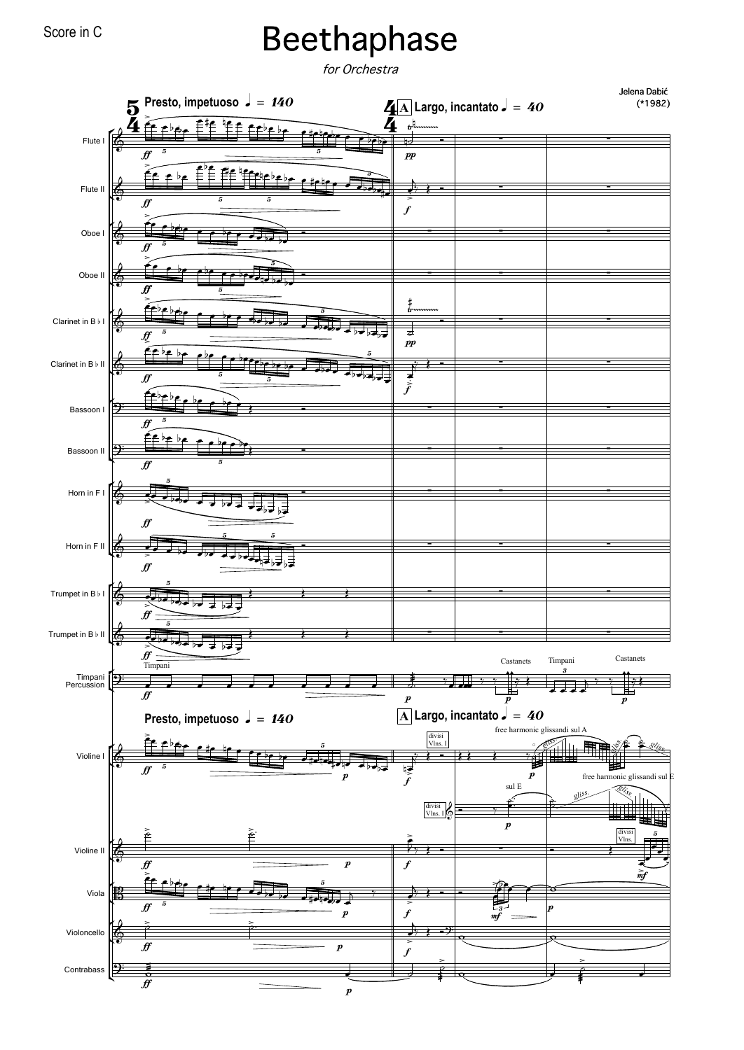Score in C

# Beethaphase

*for Orchestra*

Jelena Dabić
(*1982)

**Presto, impetuoso** ♩ = *140*

**A** **Largo, incantato** ♩ = *40*

Flute I
Flute II
Oboe I
Oboe II
Clarinet in B♭ I
Clarinet in B♭ II
Bassoon I
Bassoon II
Horn in F I
Horn in F II
Trumpet in B♭ I
Trumpet in B♭ II
Timpani
Percussion

Timpani — Castanets — Timpani — Castanets

**Presto, impetuoso** ♩ = *140*

**A** **Largo, incantato** ♩ = *40*

divisi Vlns. I

free harmonic glissandi sul A

free harmonic glissandi sul E

sul E

divisi Vlns.

Violine I
Violine II
Viola
Violoncello
Contrabass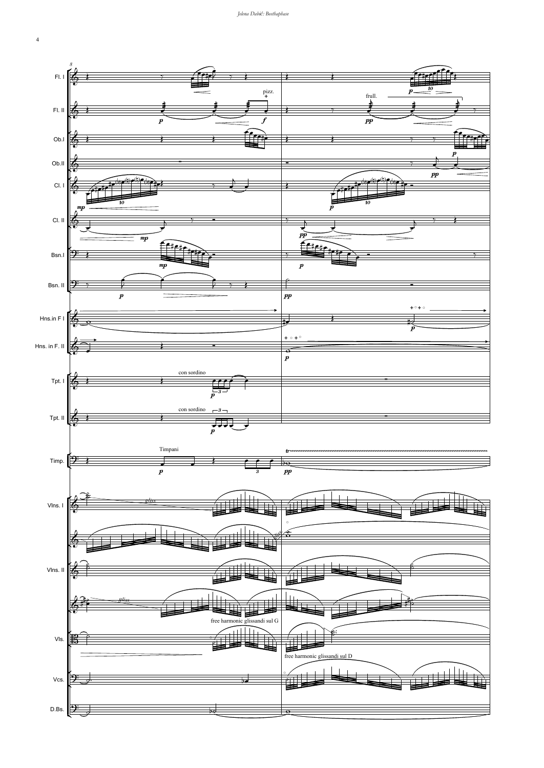8

Fl. I

Fl. II — pizz. — frull.

Ob.I

Ob.II

Cl. I

Cl. II

Bsn.I

Bsn. II

Hns.in F I

Hns. in F. II

Tpt. I — con sordino

Tpt. II — con sordino

Timp. — Timpani

Vlns. I — gliss.

Vlns. II — gliss.

Vls. — free harmonic glissandi sul G

Vcs. — free harmonic glissandi sul D

D.Bs.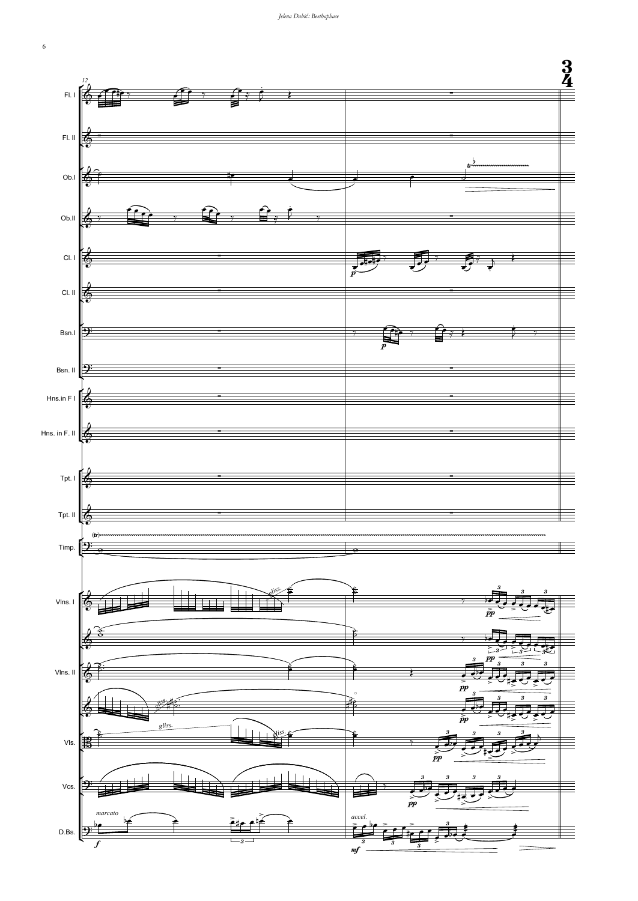12

Fl. I

Fl. II

Ob.I

Ob.II

Cl. I

Cl. II

Bsn.I

Bsn. II

Hns.in F I

Hns. in F. II

Tpt. I

Tpt. II

Timp.

Vlns. I

Vlns. II

Vls.

Vcs.

D.Bs.

*marcato*

*accel.*

*gliss.*

3/4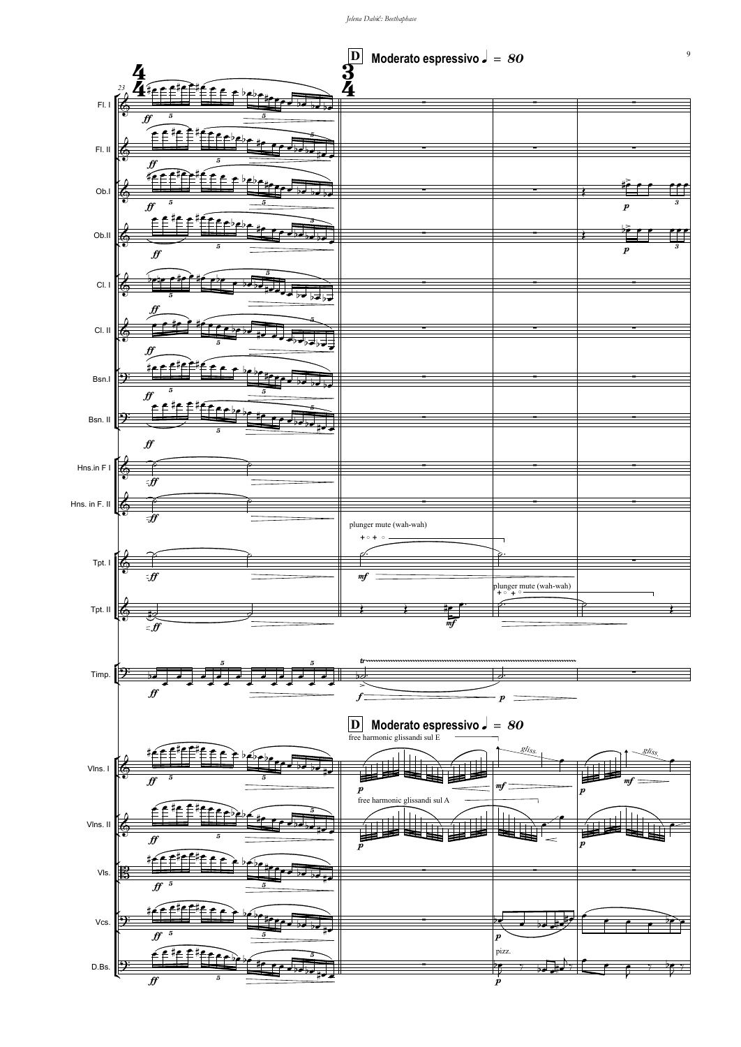**D** **Moderato espressivo** ♩ = *80*

Fl. I

Fl. II

Ob.I

Ob.II

Cl. I

Cl. II

Bsn.I

Bsn. II

Hns.in F I

Hns. in F. II

Tpt. I

plunger mute (wah-wah)

Tpt. II

plunger mute (wah-wah)

Timp.

**D** **Moderato espressivo** ♩ = *80*

free harmonic glissandi sul E

Vlns. I

free harmonic glissandi sul A

Vlns. II

Vls.

Vcs.

pizz.

D.Bs.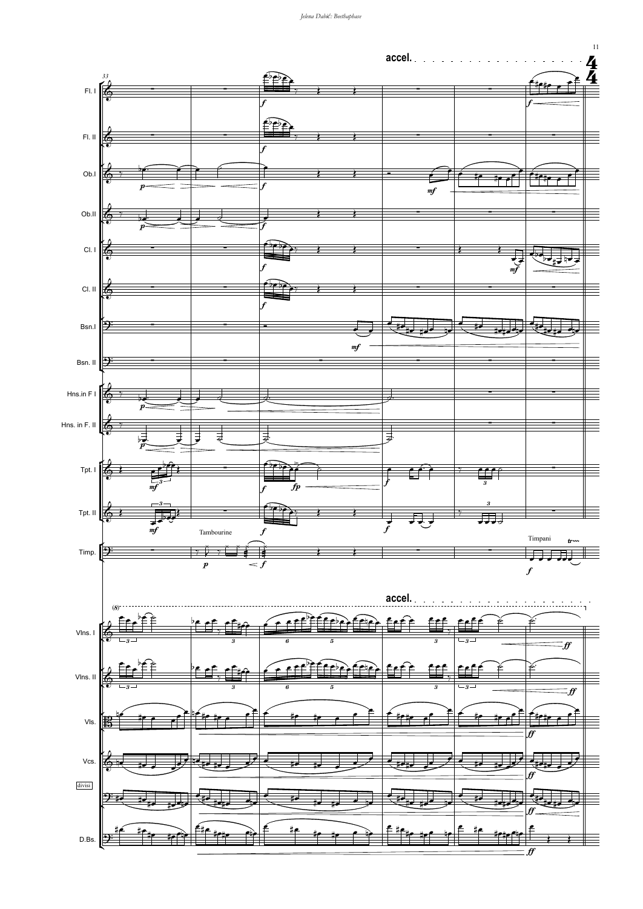accel.

Fl. I

Fl. II

Ob.I

Ob.II

Cl. I

Cl. II

Bsn.I

Bsn. II

Hns.in F I

Hns. in F. II

Tpt. I

Tpt. II

Tambourine

Timp.

Timpani

accel.

Vlns. I

Vlns. II

Vls.

Vcs.

divisi

D.Bs.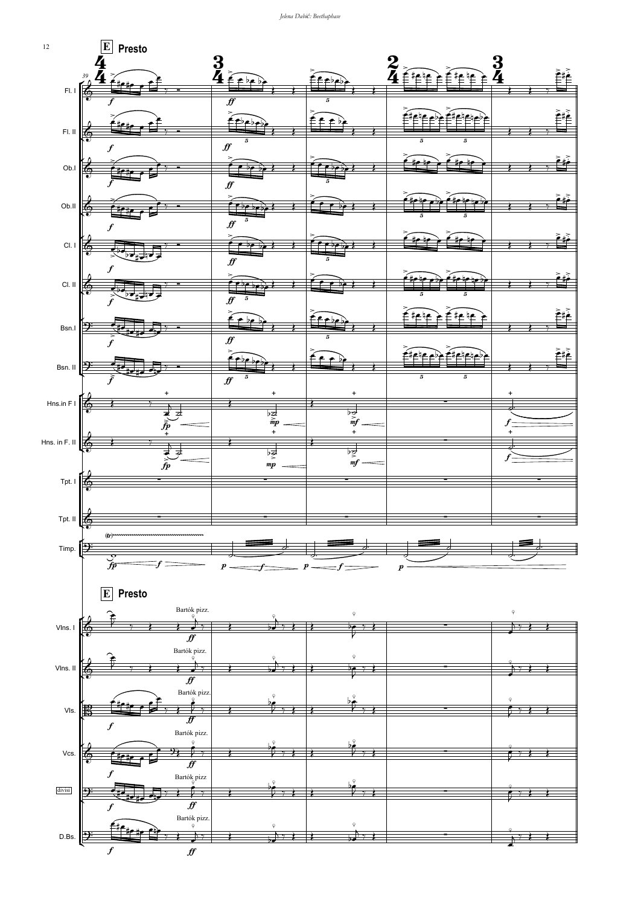**E** **Presto**

Fl. I

Fl. II

Ob.I

Ob.II

Cl. I

Cl. II

Bsn.I

Bsn. II

Hns.in F I

Hns. in F. II

Tpt. I

Tpt. II

Timp.

**E** **Presto**

Bartók pizz.

Vlns. I

Vlns. II

Vls.

Vcs.

divisi

D.Bs.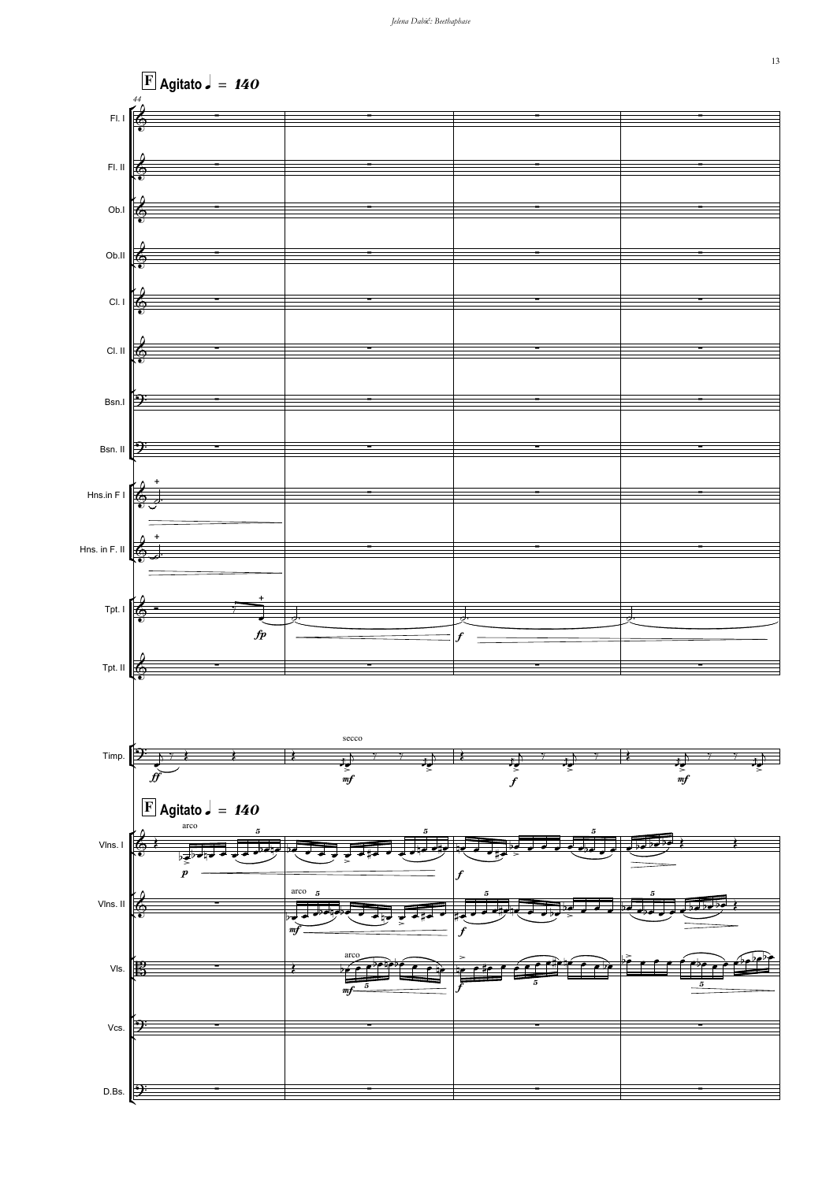**F** **Agitato** ♩ = 140

44

Fl. I

Fl. II

Ob.I

Ob.II

Cl. I

Cl. II

Bsn.I

Bsn. II

Hns.in F I

Hns. in F. II

Tpt. I

*fp*

*f*

Tpt. II

Timp.

*ff*

secco

*mf*

*f*

*mf*

**F** **Agitato** ♩ = 140

Vlns. I

arco

*p*

*f*

Vlns. II

arco

*mf*

*f*

Vls.

arco

*mf*

*f*

Vcs.

D.Bs.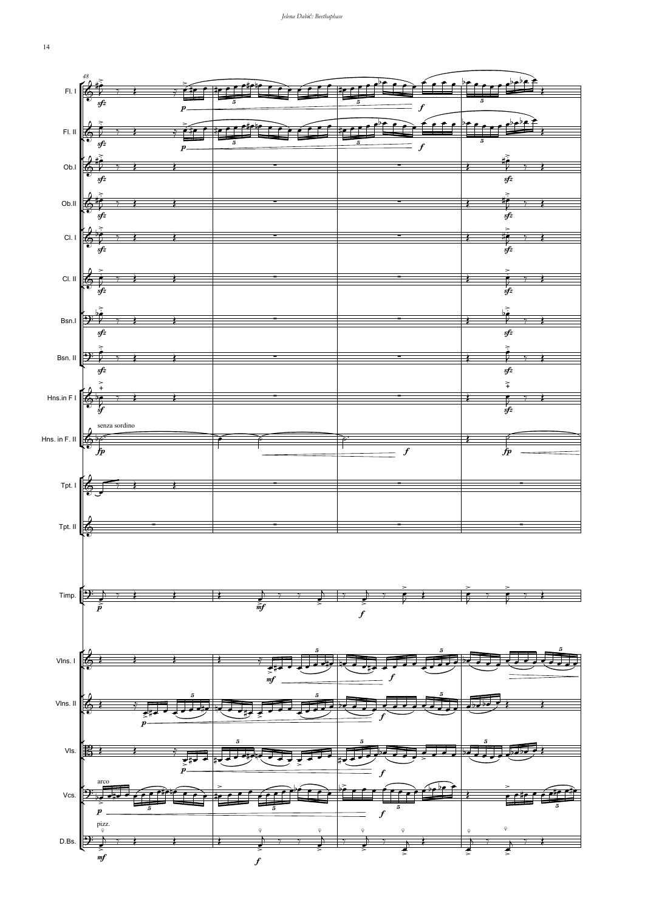48

Fl. I

Fl. II

Ob.I

Ob.II

Cl. I

Cl. II

Bsn.I

Bsn. II

Hns.in F I

senza sordino

Hns. in F. II

Tpt. I

Tpt. II

Timp.

Vlns. I

Vlns. II

Vls.

arco

Vcs.

pizz.

D.Bs.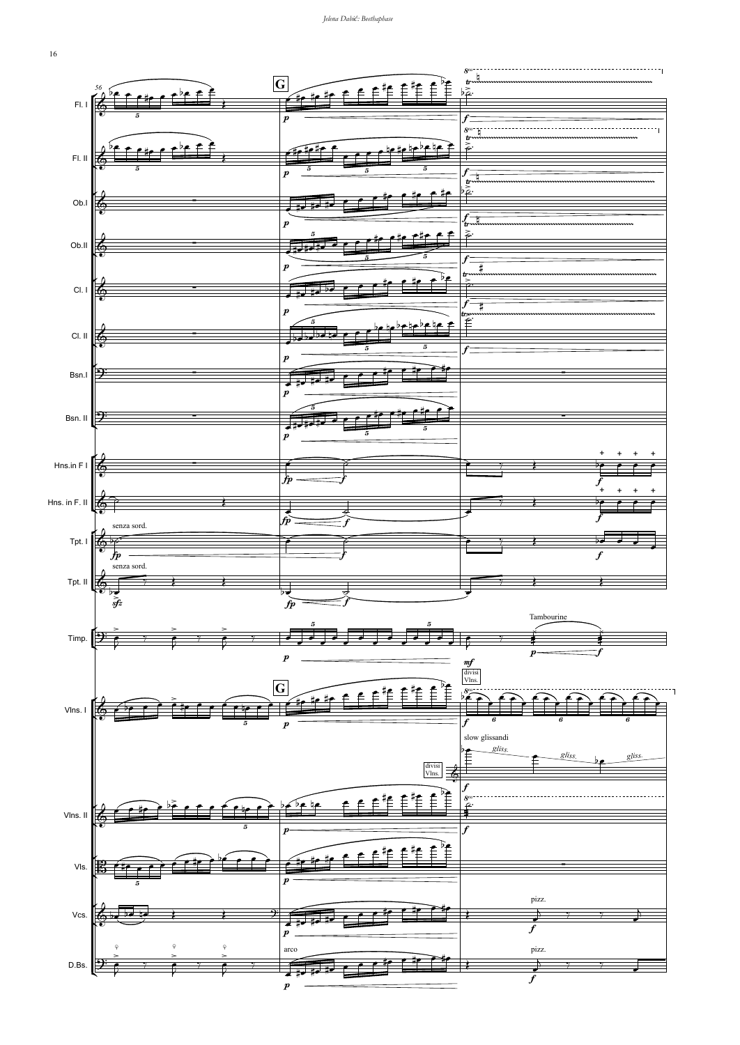56

**G**

Fl. I

Fl. II

Ob.I

Ob.II

Cl. I

Cl. II

Bsn.I

Bsn. II

Hns.in F I

Hns. in F. II

Tpt. I — senza sord.

Tpt. II — senza sord.

Timp. — Tambourine

**G**

Vlns. I — divisi Vlns.

slow glissandi — gliss. gliss. gliss.

divisi Vlns.

Vlns. II

Vls.

Vcs. — pizz.

D.Bs. — arco — pizz.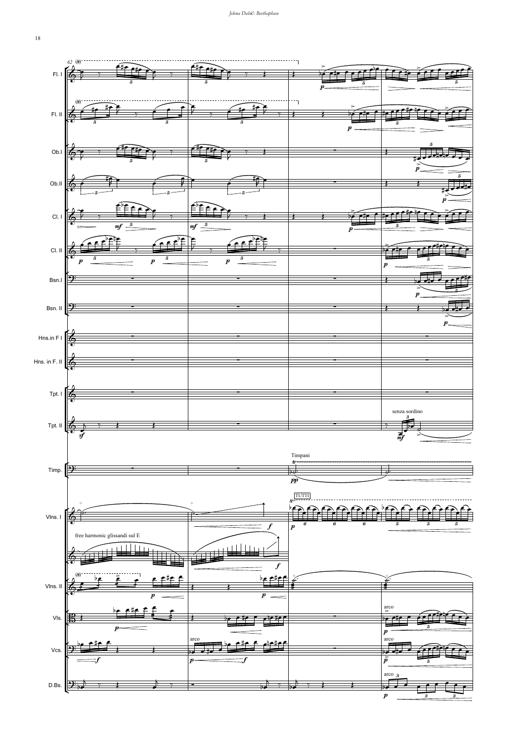Fl. I

Fl. II

Ob.I

Ob.II

Cl. I

Cl. II

Bsn.I

Bsn. II

Hns.in F I

Hns. in F. II

Tpt. I

Tpt. II

senza sordino

Timp.

Timpani

TUTTI

Vlns. I

free harmonic glissandi sul E

Vlns. II

Vls.

arco

Vcs.

arco

D.Bs.

arco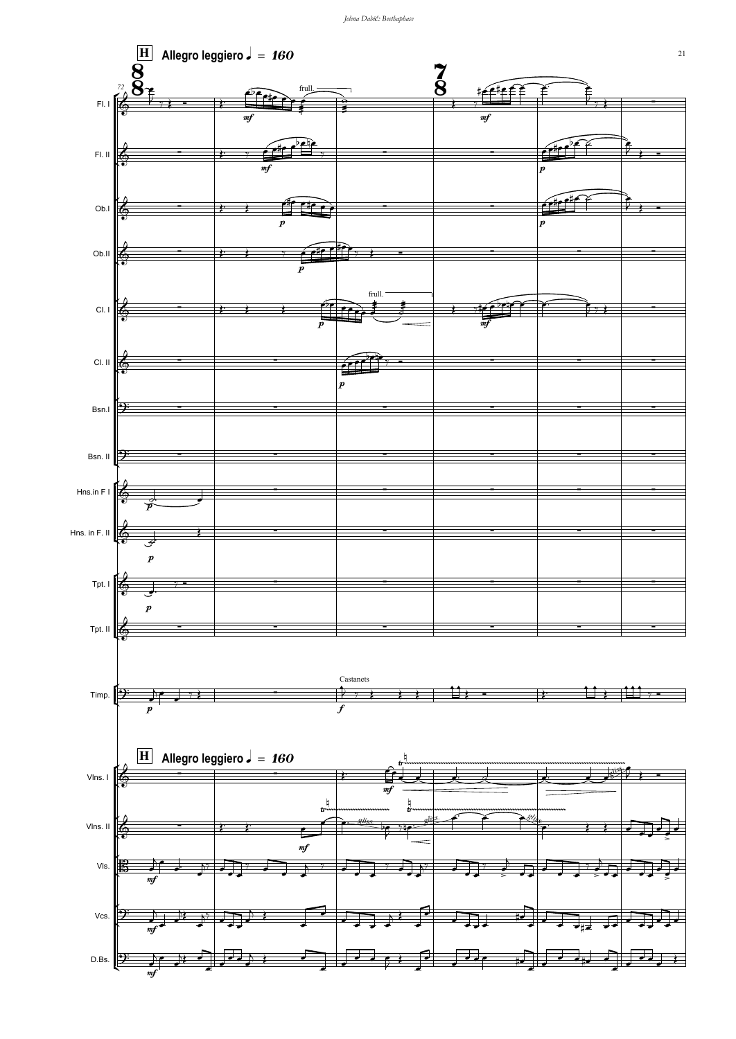**H** Allegro leggiero ♩ = 160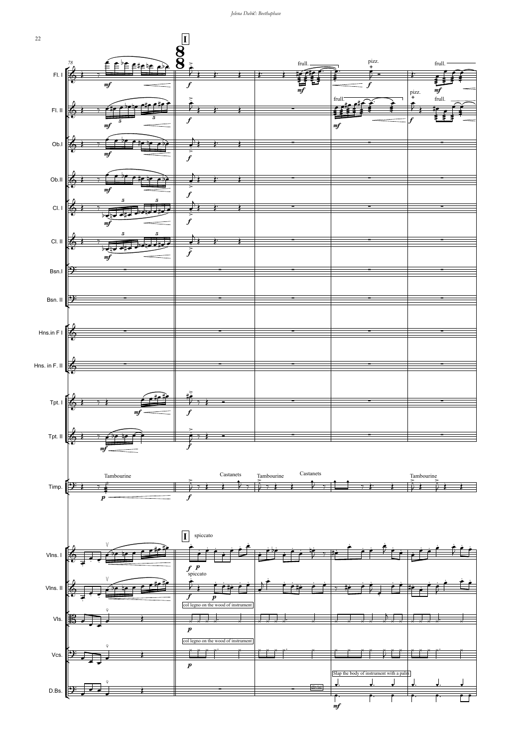I

Fl. I — frull. — pizz. — frull.

Fl. II — frull. — pizz. — frull.

Ob.I

Ob.II

Cl. I

Cl. II

Bsn.I

Bsn. II

Hns.in F I

Hns. in F. II

Tpt. I

Tpt. II

Timp. — Tambourine — Castanets — Tambourine — Castanets — Tambourine

Vlns. I — spiccato

Vlns. II — spiccato

Vls. — col legno on the wood of instrument

Vcs. — col legno on the wood of instrument

D.Bs. — divisi — Slap the body of instrument with a palm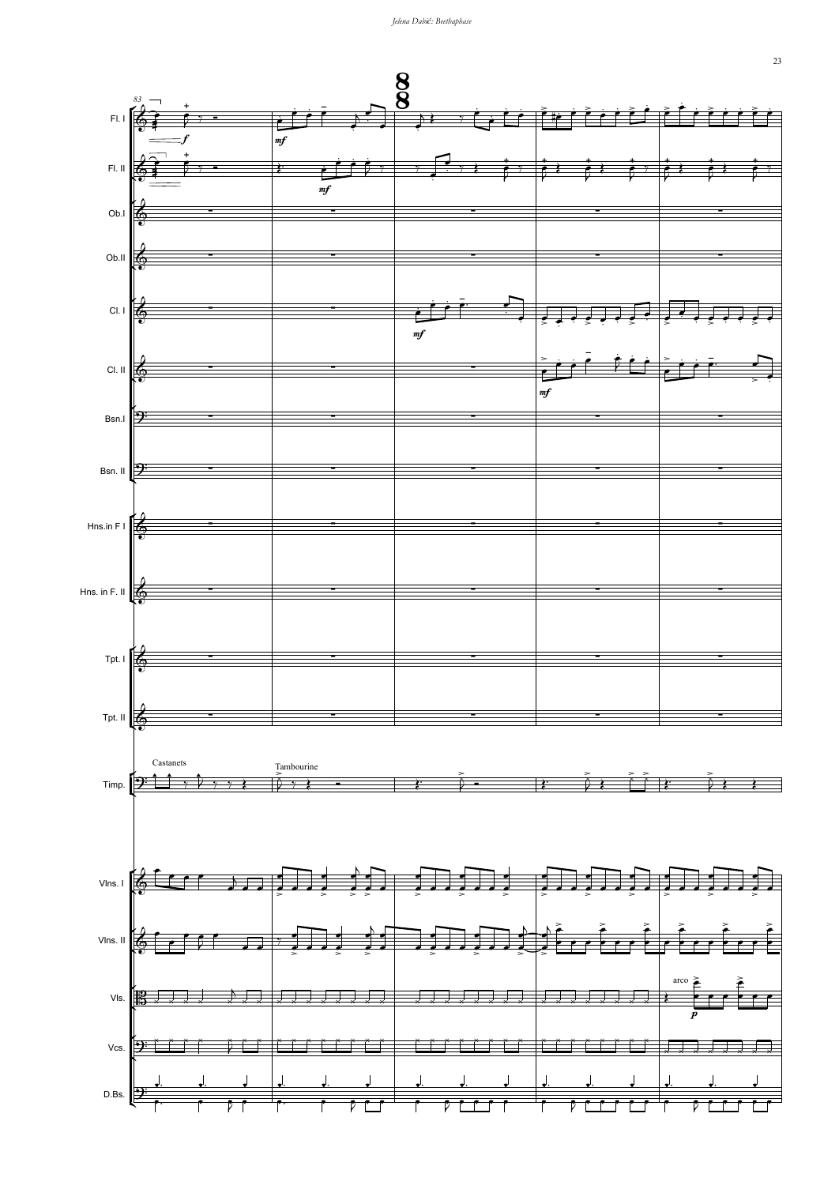83

Fl. I

Fl. II

Ob.I

Ob.II

Cl. I

Cl. II

Bsn.I

Bsn. II

Hns.in F I

Hns. in F. II

Tpt. I

Tpt. II

Timp.

Castanets

Tambourine

Vlns. I

Vlns. II

Vls.

arco

Vcs.

D.Bs.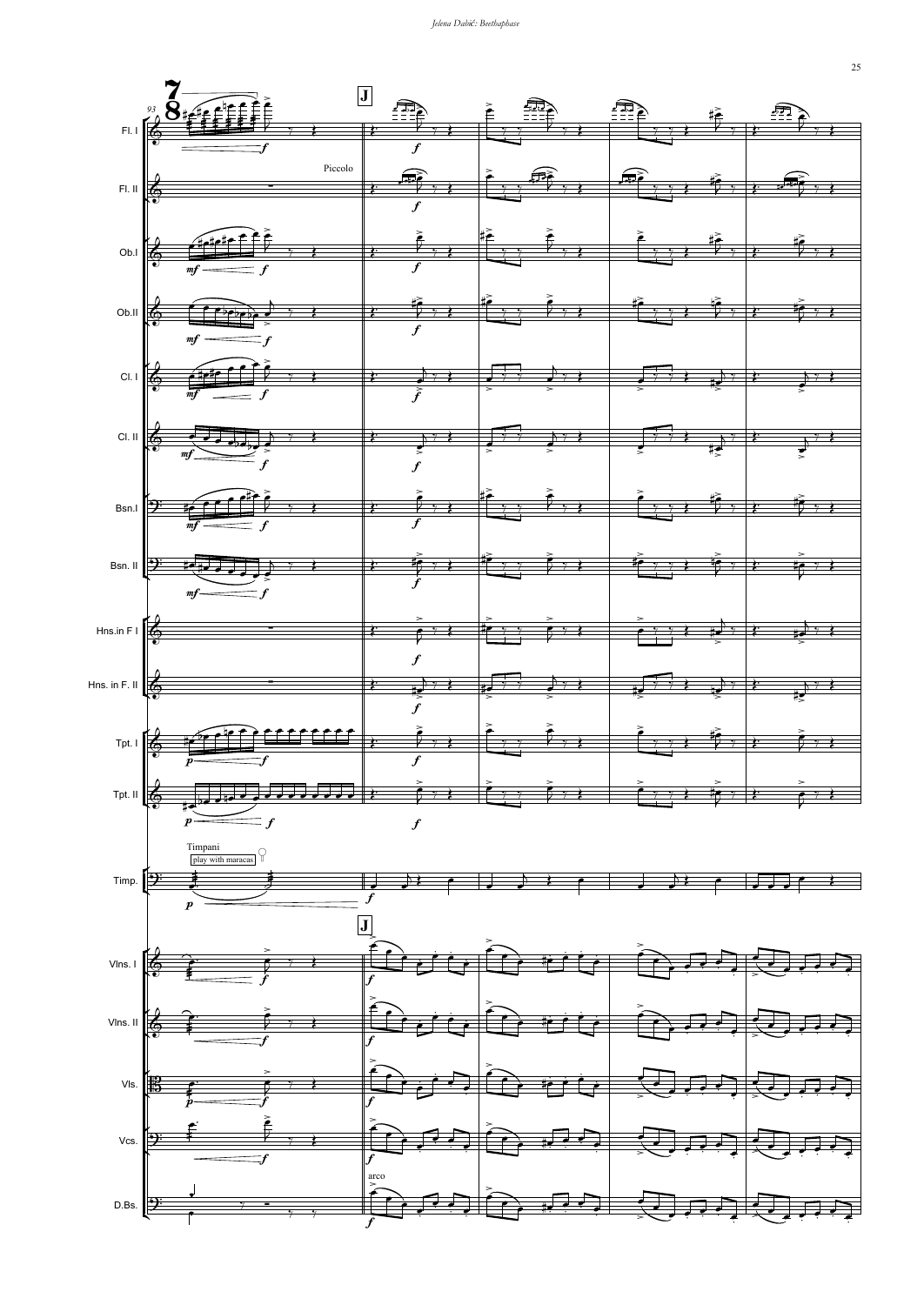Fl. I

Fl. II

Piccolo

Ob.I

Ob.II

Cl. I

Cl. II

Bsn.I

Bsn. II

Hns.in F I

Hns. in F. II

Tpt. I

Tpt. II

Timpani
play with maracas

Timp.

Vlns. I

Vlns. II

Vls.

Vcs.

arco

D.Bs.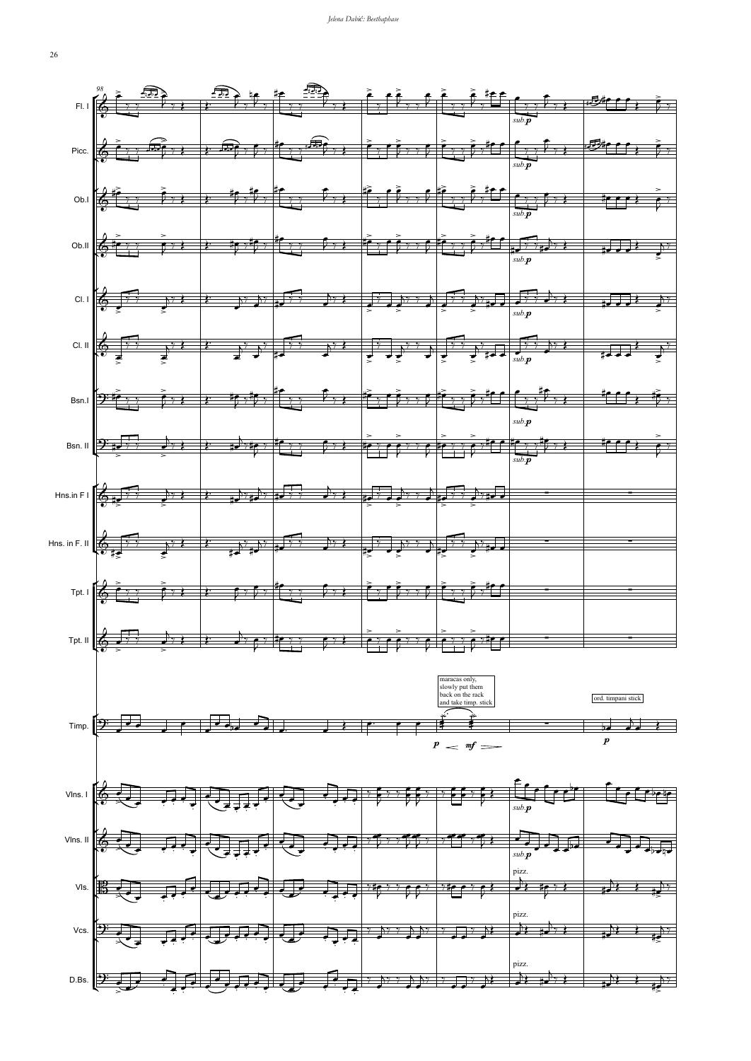98

Fl. I

Picc.

Ob.I

Ob.II

Cl. I

Cl. II

Bsn.I

Bsn. II

Hns.in F I

Hns. in F. II

Tpt. I

Tpt. II

Timp.

maracas only, slowly put them back on the rack and take timp. stick

ord. timpani stick

*p* < *mf* >

*p*

Vlns. I

Vlns. II

Vls.

Vcs.

D.Bs.

*sub.p*

pizz.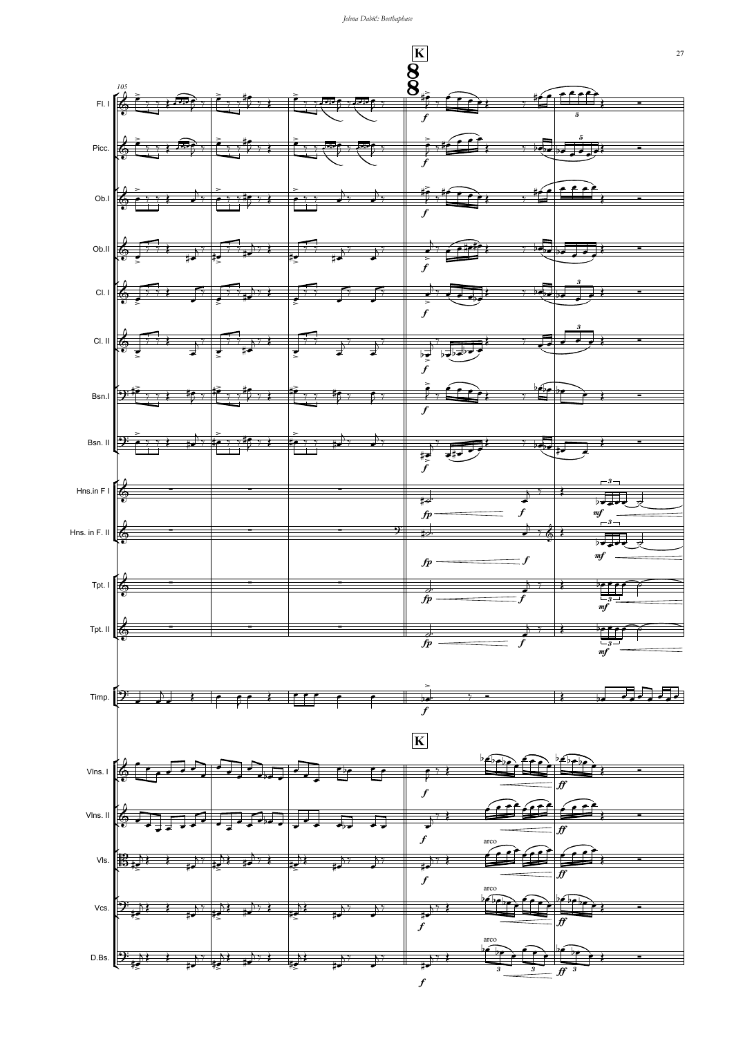**K**

Fl. I

Picc.

Ob.I

Ob.II

Cl. I

Cl. II

Bsn.I

Bsn. II

Hns.in F I

Hns. in F. II

Tpt. I

Tpt. II

Timp.

**K**

Vlns. I

Vlns. II

Vls.

Vcs.

D.Bs.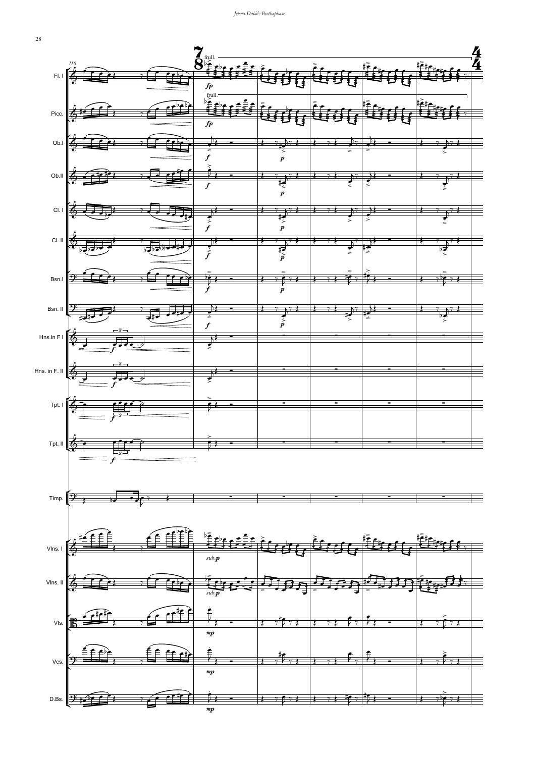Fl. I

Picc.

Ob.I

Ob.II

Cl. I

Cl. II

Bsn.I

Bsn. II

Hns.in F I

Hns. in F. II

Tpt. I

Tpt. II

Timp.

Vlns. I

Vlns. II

Vls.

Vcs.

D.Bs.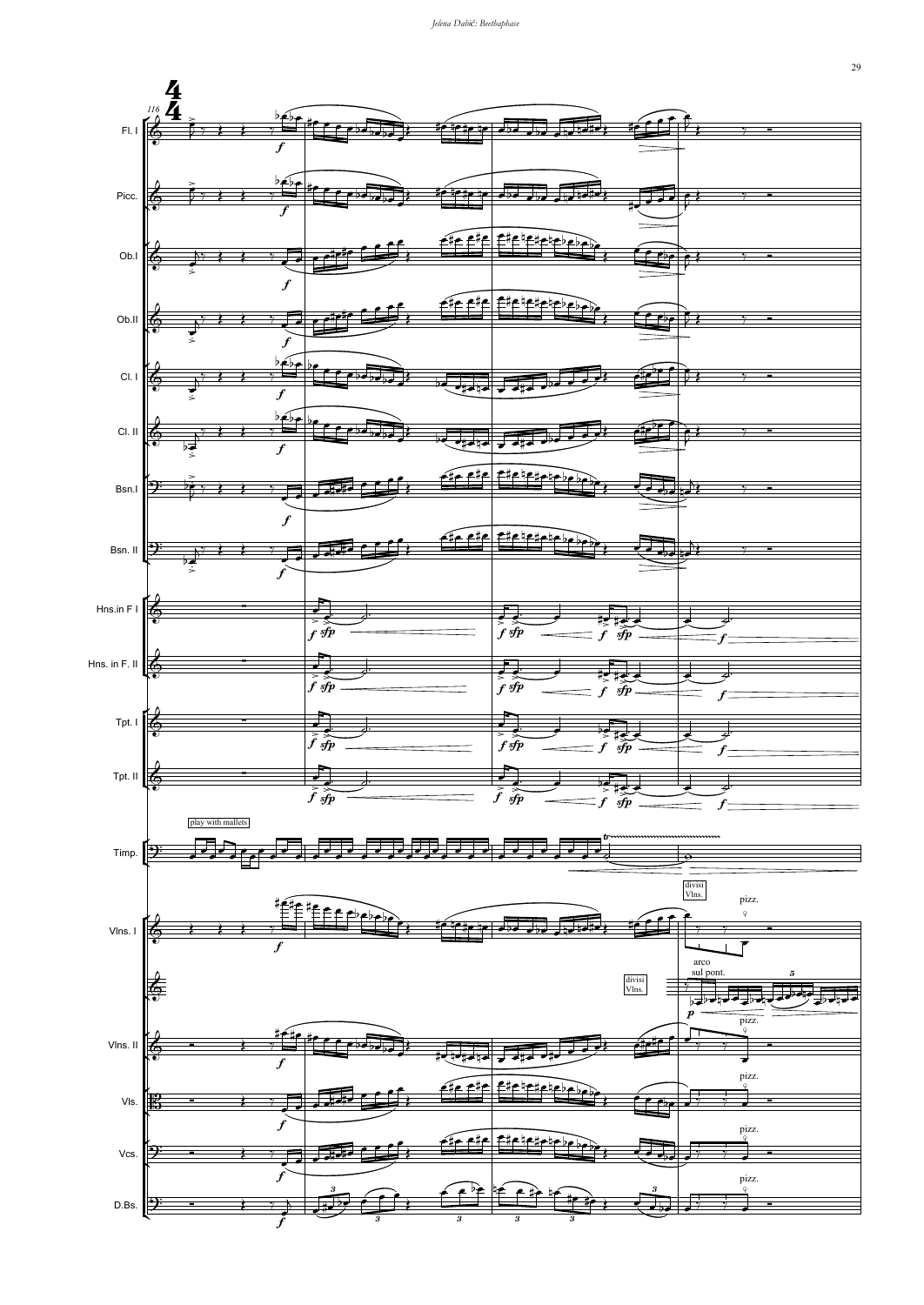Fl. I

Picc.

Ob.I

Ob.II

Cl. I

Cl. II

Bsn.I

Bsn. II

Hns.in F I

Hns. in F. II

Tpt. I

Tpt. II

play with mallets

Timp.

divisi Vlns.

pizz.

Vlns. I

arco sul pont.

divisi Vlns.

pizz.

Vlns. II

pizz.

Vls.

pizz.

Vcs.

pizz.

D.Bs.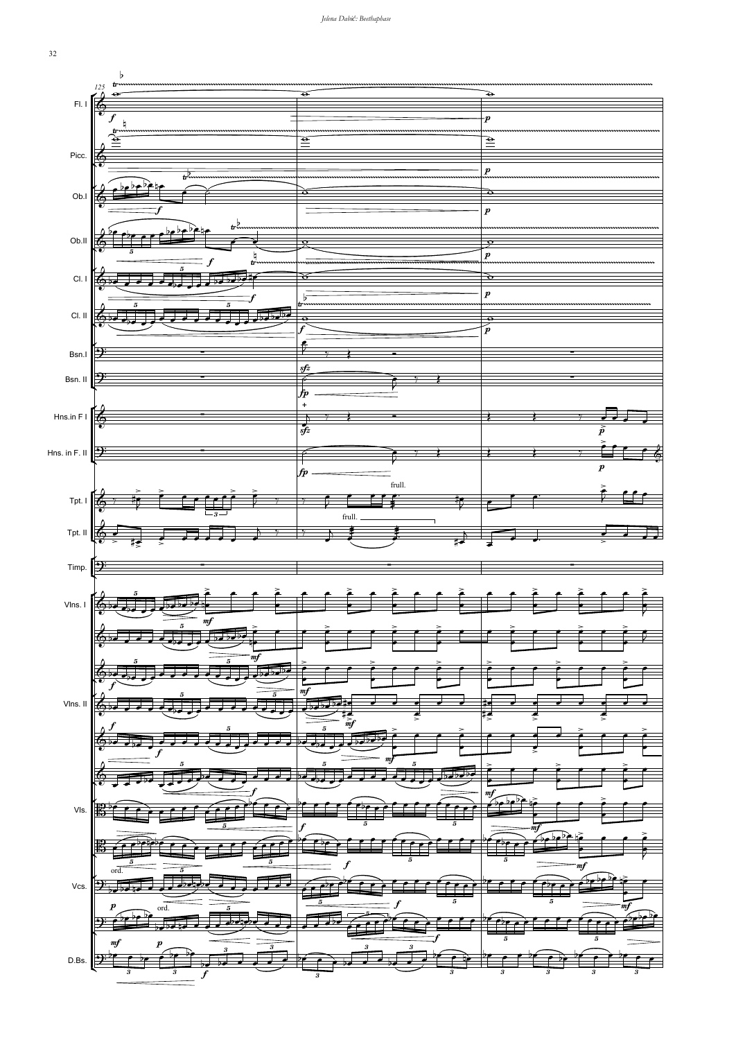125

Fl. I

Picc.

Ob.I

Ob.II

Cl. I

Cl. II

Bsn.I

Bsn. II

Hns.in F I

Hns. in F. II

Tpt. I

Tpt. II

Timp.

Vlns. I

Vlns. II

Vls.

Vcs.

D.Bs.

frull.

ord.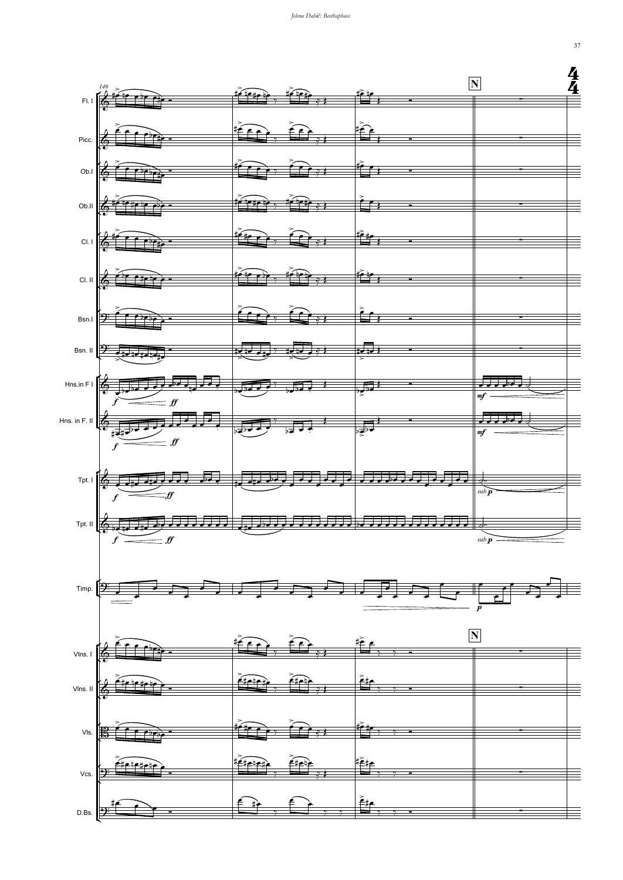149

**N**

4
4

Fl. I

Picc.

Ob.I

Ob.II

Cl. I

Cl. II

Bsn.I

Bsn. II

Hns.in F I

*f* *ff* *mf*

Hns. in F. II

*f* *ff* *mf*

Tpt. I

*f* *ff* *sub.p*

Tpt. II

*f* *ff* *sub.p*

Timp.

*p*

**N**

Vlns. I

Vlns. II

Vls.

Vcs.

D.Bs.